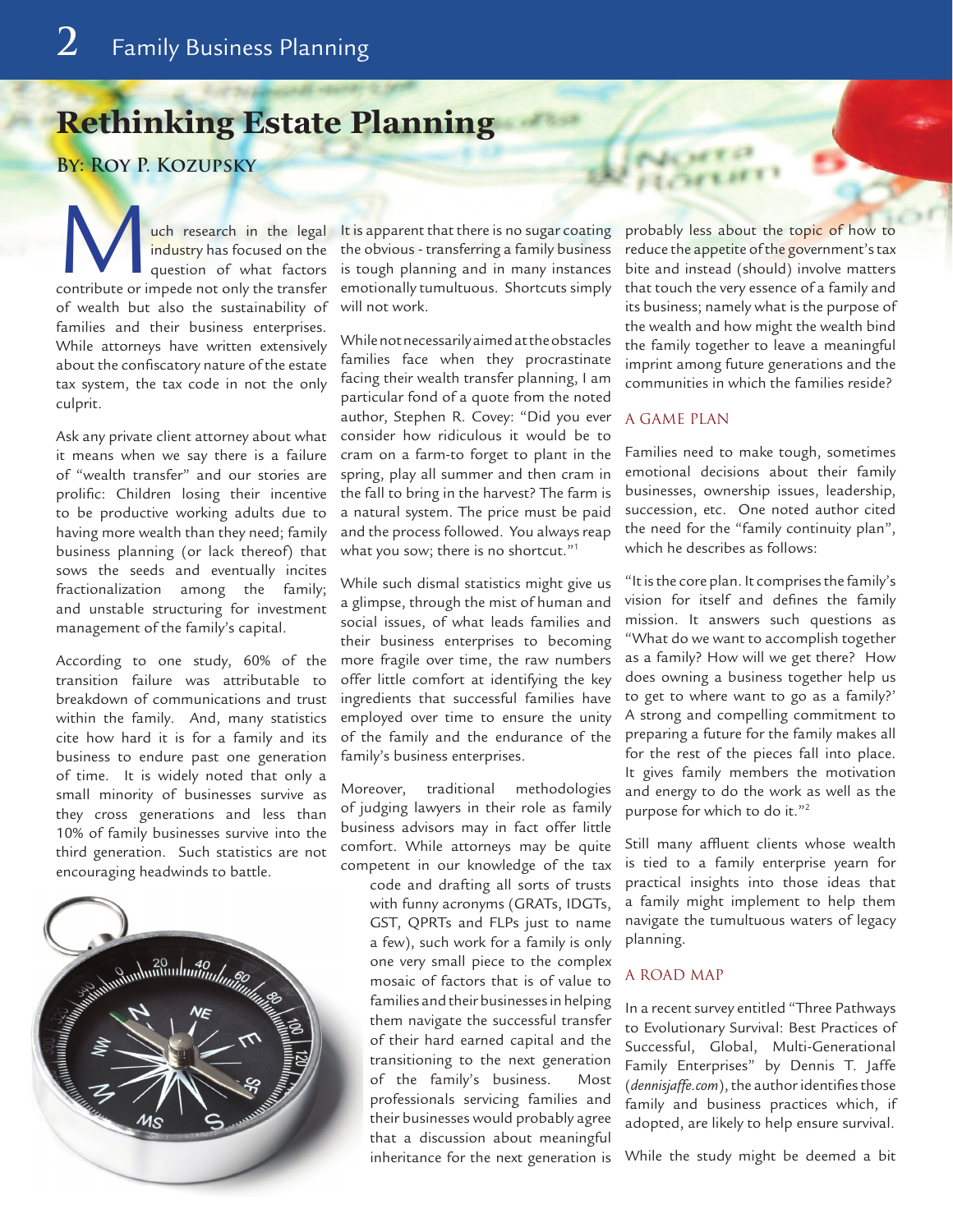# Rethinking Estate Planning

**By: Roy P. Kozupsky**

Much research in the legal industry has focused on the question of what factors contribute or impede not only the transfer of wealth but also the sustainability of families and their business enterprises. While attorneys have written extensively about the confiscatory nature of the estate tax system, the tax code in not the only culprit.

Ask any private client attorney about what it means when we say there is a failure of "wealth transfer" and our stories are prolific: Children losing their incentive to be productive working adults due to having more wealth than they need; family business planning (or lack thereof) that sows the seeds and eventually incites fractionalization among the family; and unstable structuring for investment management of the family's capital.

According to one study, 60% of the transition failure was attributable to breakdown of communications and trust within the family. And, many statistics cite how hard it is for a family and its business to endure past one generation of time. It is widely noted that only a small minority of businesses survive as they cross generations and less than 10% of family businesses survive into the third generation. Such statistics are not encouraging headwinds to battle.

It is apparent that there is no sugar coating the obvious - transferring a family business is tough planning and in many instances emotionally tumultuous. Shortcuts simply will not work.

While not necessarily aimed at the obstacles families face when they procrastinate facing their wealth transfer planning, I am particular fond of a quote from the noted author, Stephen R. Covey: "Did you ever consider how ridiculous it would be to cram on a farm-to forget to plant in the spring, play all summer and then cram in the fall to bring in the harvest? The farm is a natural system. The price must be paid and the process followed. You always reap what you sow; there is no shortcut."[1]

While such dismal statistics might give us a glimpse, through the mist of human and social issues, of what leads families and their business enterprises to becoming more fragile over time, the raw numbers offer little comfort at identifying the key ingredients that successful families have employed over time to ensure the unity of the family and the endurance of the family's business enterprises.

Moreover, traditional methodologies of judging lawyers in their role as family business advisors may in fact offer little comfort. While attorneys may be quite competent in our knowledge of the tax code and drafting all sorts of trusts with funny acronyms (GRATs, IDGTs, GST, QPRTs and FLPs just to name a few), such work for a family is only one very small piece to the complex mosaic of factors that is of value to families and their businesses in helping them navigate the successful transfer of their hard earned capital and the transitioning to the next generation of the family's business. Most professionals servicing families and their businesses would probably agree that a discussion about meaningful inheritance for the next generation is probably less about the topic of how to reduce the appetite of the government's tax bite and instead (should) involve matters that touch the very essence of a family and its business; namely what is the purpose of the wealth and how might the wealth bind the family together to leave a meaningful imprint among future generations and the communities in which the families reside?

## A Game Plan

Families need to make tough, sometimes emotional decisions about their family businesses, ownership issues, leadership, succession, etc. One noted author cited the need for the "family continuity plan", which he describes as follows:

"It is the core plan. It comprises the family's vision for itself and defines the family mission. It answers such questions as "What do we want to accomplish together as a family? How will we get there? How does owning a business together help us to get to where want to go as a family?' A strong and compelling commitment to preparing a future for the family makes all for the rest of the pieces fall into place. It gives family members the motivation and energy to do the work as well as the purpose for which to do it."[2]

Still many affluent clients whose wealth is tied to a family enterprise yearn for practical insights into those ideas that a family might implement to help them navigate the tumultuous waters of legacy planning.

## A Road Map

In a recent survey entitled "Three Pathways to Evolutionary Survival: Best Practices of Successful, Global, Multi-Generational Family Enterprises" by Dennis T. Jaffe (*dennisjaffe.com*), the author identifies those family and business practices which, if adopted, are likely to help ensure survival.

While the study might be deemed a bit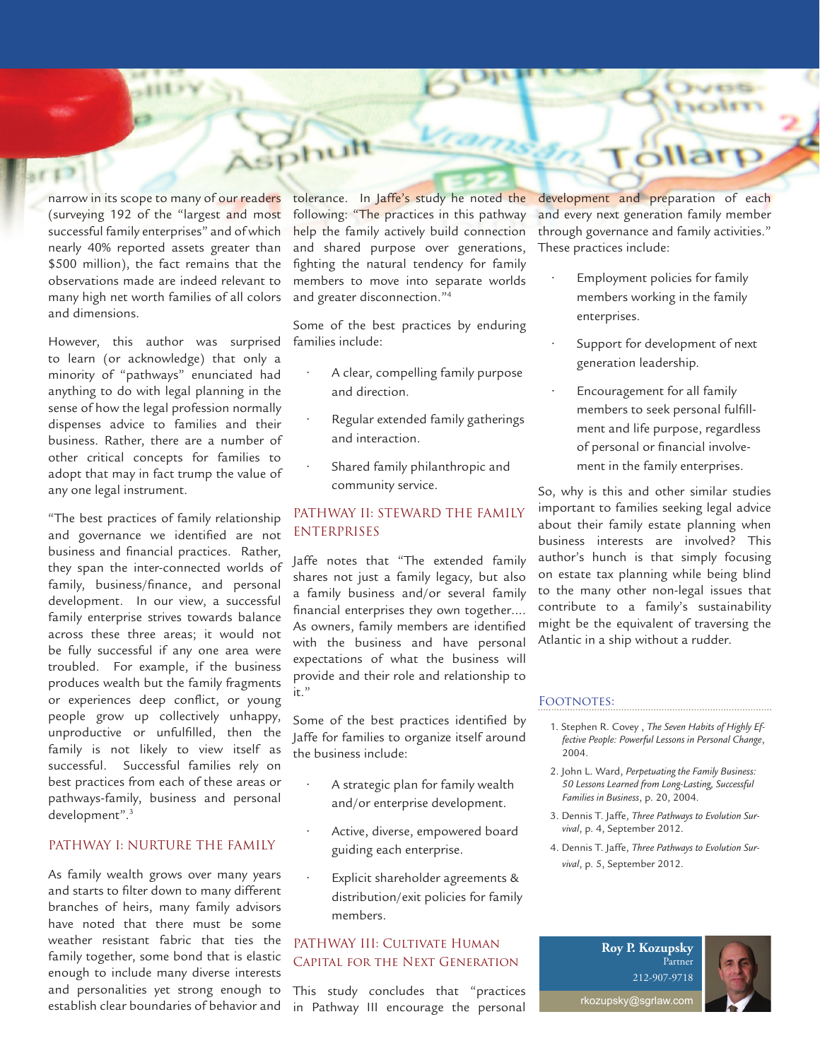narrow in its scope to many of our readers (surveying 192 of the "largest and most successful family enterprises" and of which nearly 40% reported assets greater than $500 million), the fact remains that the observations made are indeed relevant to many high net worth families of all colors and dimensions.

However, this author was surprised to learn (or acknowledge) that only a minority of "pathways" enunciated had anything to do with legal planning in the sense of how the legal profession normally dispenses advice to families and their business. Rather, there are a number of other critical concepts for families to adopt that may in fact trump the value of any one legal instrument.

"The best practices of family relationship and governance we identified are not business and financial practices. Rather, they span the inter-connected worlds of family, business/finance, and personal development. In our view, a successful family enterprise strives towards balance across these three areas; it would not be fully successful if any one area were troubled. For example, if the business produces wealth but the family fragments or experiences deep conflict, or young people grow up collectively unhappy, unproductive or unfulfilled, then the family is not likely to view itself as successful. Successful families rely on best practices from each of these areas or pathways-family, business and personal development".[3]

## Pathway I: Nurture the Family

As family wealth grows over many years and starts to filter down to many different branches of heirs, many family advisors have noted that there must be some weather resistant fabric that ties the family together, some bond that is elastic enough to include many diverse interests and personalities yet strong enough to establish clear boundaries of behavior and tolerance. In Jaffe's study he noted the following: "The practices in this pathway help the family actively build connection and shared purpose over generations, fighting the natural tendency for family members to move into separate worlds and greater disconnection."[4]

Some of the best practices by enduring families include:

- A clear, compelling family purpose and direction.
- Regular extended family gatherings and interaction.
- Shared family philanthropic and community service.

## Pathway II: Steward the Family Enterprises

Jaffe notes that "The extended family shares not just a family legacy, but also a family business and/or several family financial enterprises they own together.... As owners, family members are identified with the business and have personal expectations of what the business will provide and their role and relationship to it."

Some of the best practices identified by Jaffe for families to organize itself around the business include:

- A strategic plan for family wealth and/or enterprise development.
- Active, diverse, empowered board guiding each enterprise.
- Explicit shareholder agreements & distribution/exit policies for family members.

## Pathway III: Cultivate Human Capital for the Next Generation

This study concludes that "practices in Pathway III encourage the personal development and preparation of each and every next generation family member through governance and family activities." These practices include:

- Employment policies for family members working in the family enterprises.
- Support for development of next generation leadership.
- Encouragement for all family members to seek personal fulfillment and life purpose, regardless of personal or financial involvement in the family enterprises.

So, why is this and other similar studies important to families seeking legal advice about their family estate planning when business interests are involved? This author's hunch is that simply focusing on estate tax planning while being blind to the many other non-legal issues that contribute to a family's sustainability might be the equivalent of traversing the Atlantic in a ship without a rudder.

### Footnotes:

1. Stephen R. Covey , *The Seven Habits of Highly Effective People: Powerful Lessons in Personal Change*, 2004.
2. John L. Ward, *Perpetuating the Family Business: 50 Lessons Learned from Long-Lasting, Successful Families in Business*, p. 20, 2004.
3. Dennis T. Jaffe, *Three Pathways to Evolution Survival*, p. 4, September 2012.
4. Dennis T. Jaffe, *Three Pathways to Evolution Survival*, p. 5, September 2012.

**Roy P. Kozupsky**
Partner
212-907-9718
rkozupsky@sgrlaw.com